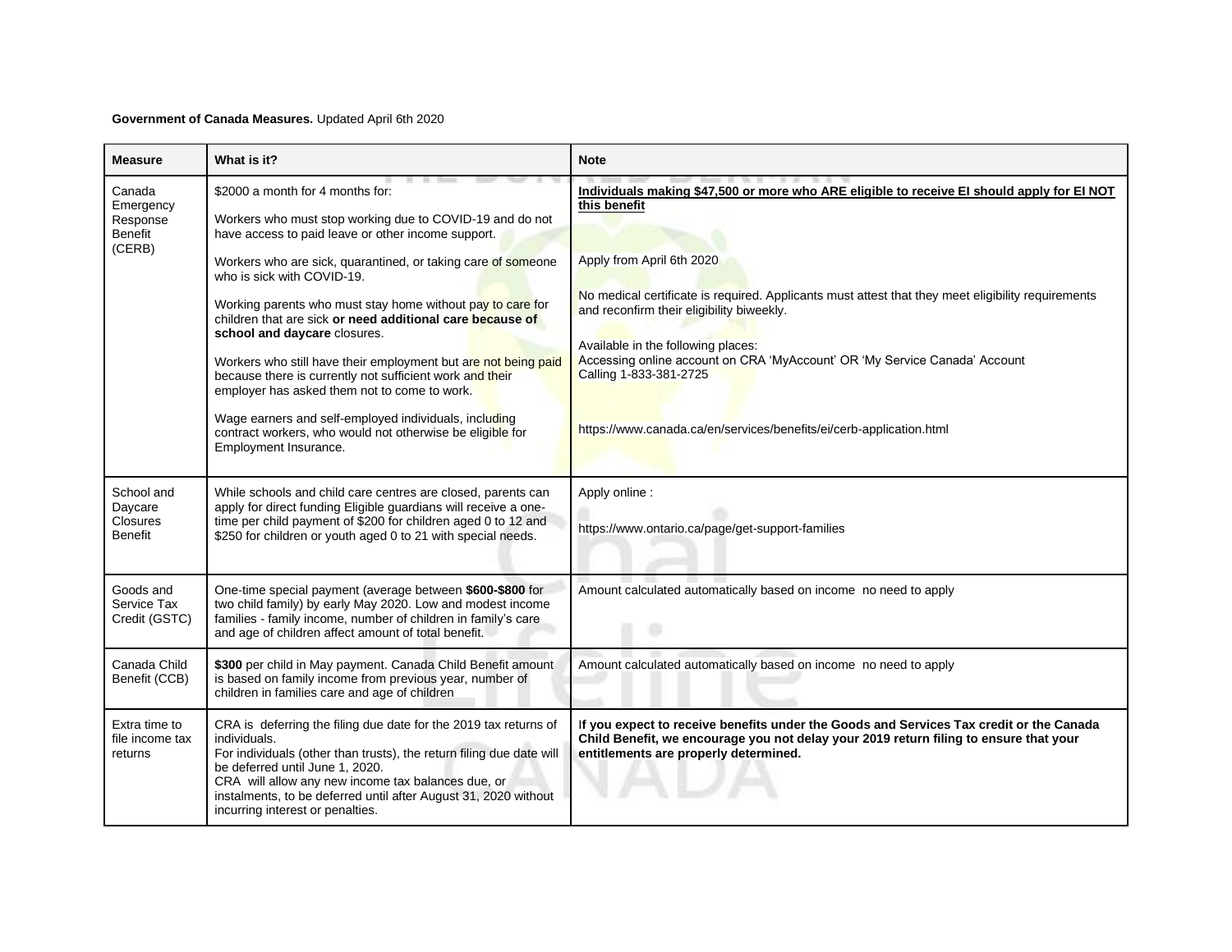**Government of Canada Measures.** Updated April 6th 2020

| Measure | What is it? | Note |
|---|---|---|
| Canada Emergency Response Benefit (CERB) | $2000 a month for 4 months for:<br><br>Workers who must stop working due to COVID-19 and do not have access to paid leave or other income support.<br><br>Workers who are sick, quarantined, or taking care of someone who is sick with COVID-19.<br><br>Working parents who must stay home without pay to care for children that are sick **or need additional care because of school and daycare** closures.<br><br>Workers who still have their employment but are not being paid because there is currently not sufficient work and their employer has asked them not to come to work.<br><br>Wage earners and self-employed individuals, including contract workers, who would not otherwise be eligible for Employment Insurance. | **<u>Individuals making $47,500 or more who ARE eligible to receive EI should apply for EI NOT this benefit</u>**<br><br>Apply from April 6th 2020<br><br>No medical certificate is required. Applicants must attest that they meet eligibility requirements and reconfirm their eligibility biweekly.<br><br>Available in the following places:<br>Accessing online account on CRA 'MyAccount' OR 'My Service Canada' Account<br>Calling 1-833-381-2725<br><br>https://www.canada.ca/en/services/benefits/ei/cerb-application.html |
| School and Daycare Closures Benefit | While schools and child care centres are closed, parents can apply for direct funding Eligible guardians will receive a one-time per child payment of $200 for children aged 0 to 12 and $250 for children or youth aged 0 to 21 with special needs. | Apply online :<br><br>https://www.ontario.ca/page/get-support-families |
| Goods and Service Tax Credit (GSTC) | One-time special payment (average between **$600-$800** for two child family) by early May 2020. Low and modest income families - family income, number of children in family's care and age of children affect amount of total benefit. | Amount calculated automatically based on income no need to apply |
| Canada Child Benefit (CCB) | **$300** per child in May payment. Canada Child Benefit amount is based on family income from previous year, number of children in families care and age of children | Amount calculated automatically based on income no need to apply |
| Extra time to file income tax returns | CRA is deferring the filing due date for the 2019 tax returns of individuals.<br>For individuals (other than trusts), the return filing due date will be deferred until June 1, 2020.<br>CRA will allow any new income tax balances due, or instalments, to be deferred until after August 31, 2020 without incurring interest or penalties. | **If you expect to receive benefits under the Goods and Services Tax credit or the Canada Child Benefit, we encourage you not delay your 2019 return filing to ensure that your entitlements are properly determined.** |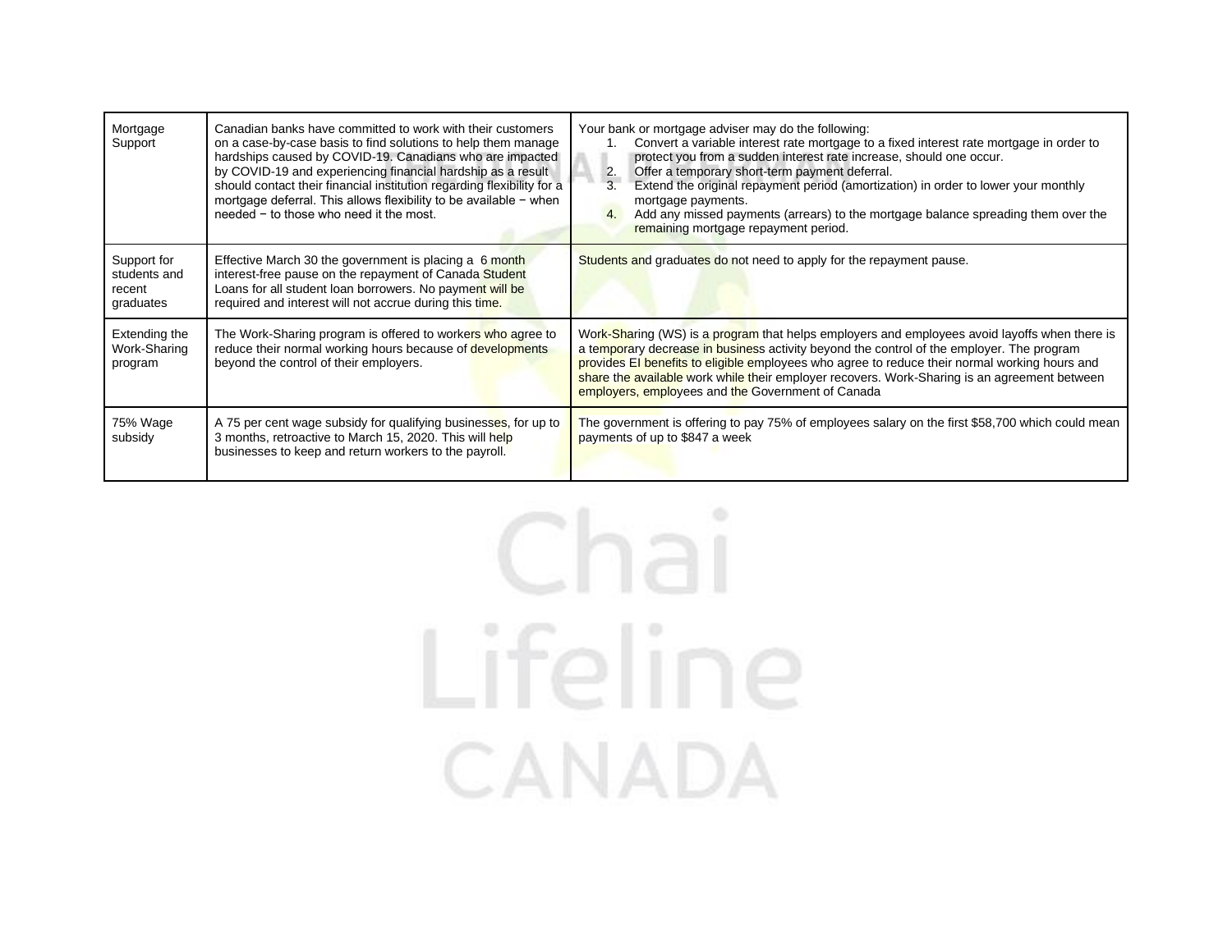| | | |
|---|---|---|
| Mortgage Support | Canadian banks have committed to work with their customers on a case-by-case basis to find solutions to help them manage hardships caused by COVID-19. Canadians who are impacted by COVID-19 and experiencing financial hardship as a result should contact their financial institution regarding flexibility for a mortgage deferral. This allows flexibility to be available − when needed − to those who need it the most. | Your bank or mortgage adviser may do the following:<br>1. Convert a variable interest rate mortgage to a fixed interest rate mortgage in order to protect you from a sudden interest rate increase, should one occur.<br>2. Offer a temporary short-term payment deferral.<br>3. Extend the original repayment period (amortization) in order to lower your monthly mortgage payments.<br>4. Add any missed payments (arrears) to the mortgage balance spreading them over the remaining mortgage repayment period. |
| Support for students and recent graduates | Effective March 30 the government is placing a 6 month interest-free pause on the repayment of Canada Student Loans for all student loan borrowers. No payment will be required and interest will not accrue during this time. | Students and graduates do not need to apply for the repayment pause. |
| Extending the Work-Sharing program | The Work-Sharing program is offered to workers who agree to reduce their normal working hours because of developments beyond the control of their employers. | Work-Sharing (WS) is a program that helps employers and employees avoid layoffs when there is a temporary decrease in business activity beyond the control of the employer. The program provides EI benefits to eligible employees who agree to reduce their normal working hours and share the available work while their employer recovers. Work-Sharing is an agreement between employers, employees and the Government of Canada |
| 75% Wage subsidy | A 75 per cent wage subsidy for qualifying businesses, for up to 3 months, retroactive to March 15, 2020. This will help businesses to keep and return workers to the payroll. | The government is offering to pay 75% of employees salary on the first $58,700 which could mean payments of up to $847 a week |